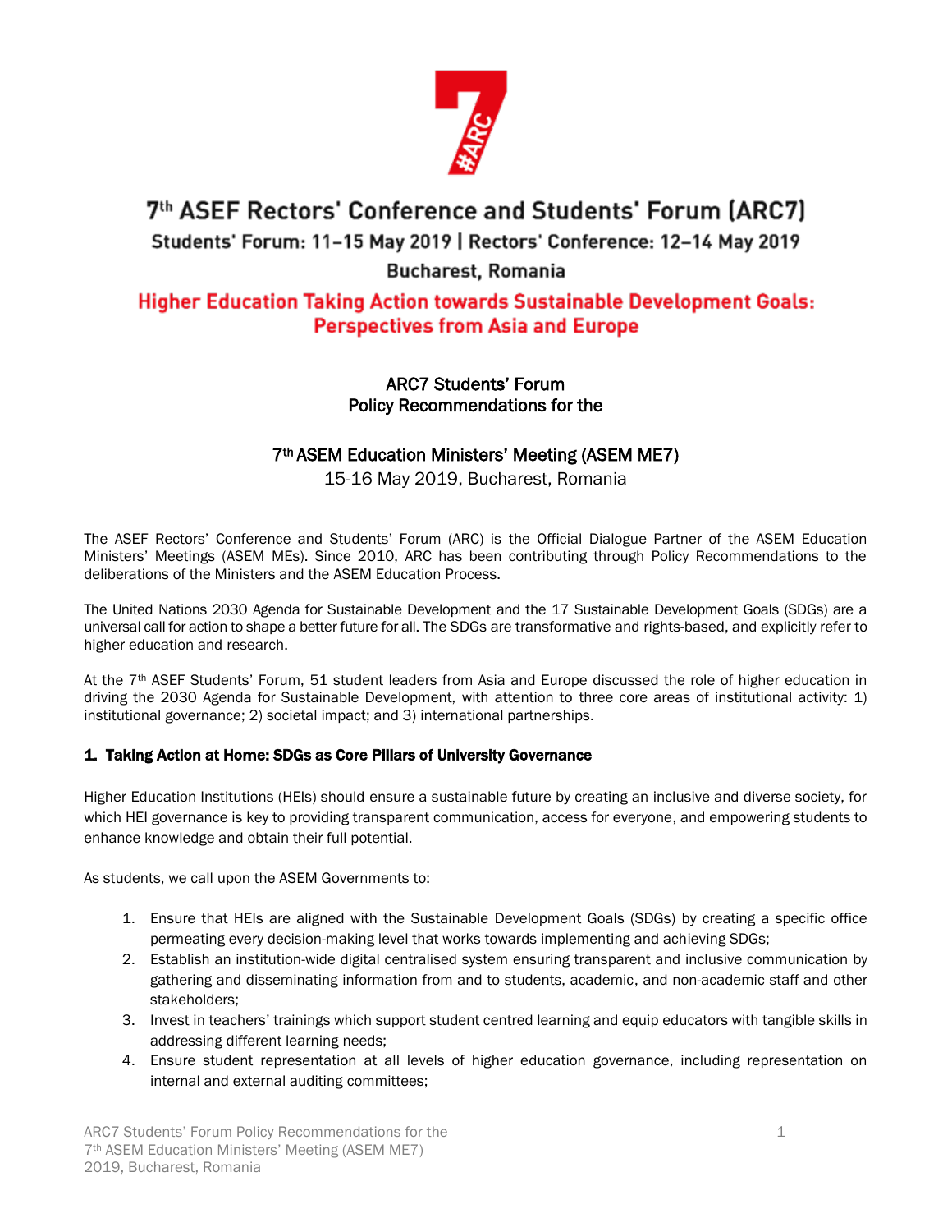# 7th ASEF Rectors' Conference and Students' Forum (ARC7)

Students' Forum: 11–15 May 2019 | Rectors' Conference: 12–14 May 2019

Bucharest, Romania

## Higher Education Taking Action towards Sustainable Development Goals: Perspectives from Asia and Europe

ARC7 Students' Forum
Policy Recommendations for the

7th ASEM Education Ministers' Meeting (ASEM ME7)
15-16 May 2019, Bucharest, Romania

The ASEF Rectors' Conference and Students' Forum (ARC) is the Official Dialogue Partner of the ASEM Education Ministers' Meetings (ASEM MEs). Since 2010, ARC has been contributing through Policy Recommendations to the deliberations of the Ministers and the ASEM Education Process.

The United Nations 2030 Agenda for Sustainable Development and the 17 Sustainable Development Goals (SDGs) are a universal call for action to shape a better future for all. The SDGs are transformative and rights-based, and explicitly refer to higher education and research.

At the 7th ASEF Students' Forum, 51 student leaders from Asia and Europe discussed the role of higher education in driving the 2030 Agenda for Sustainable Development, with attention to three core areas of institutional activity: 1) institutional governance; 2) societal impact; and 3) international partnerships.

### 1. Taking Action at Home: SDGs as Core Pillars of University Governance

Higher Education Institutions (HEIs) should ensure a sustainable future by creating an inclusive and diverse society, for which HEI governance is key to providing transparent communication, access for everyone, and empowering students to enhance knowledge and obtain their full potential.

As students, we call upon the ASEM Governments to:

1. Ensure that HEIs are aligned with the Sustainable Development Goals (SDGs) by creating a specific office permeating every decision-making level that works towards implementing and achieving SDGs;
2. Establish an institution-wide digital centralised system ensuring transparent and inclusive communication by gathering and disseminating information from and to students, academic, and non-academic staff and other stakeholders;
3. Invest in teachers' trainings which support student centred learning and equip educators with tangible skills in addressing different learning needs;
4. Ensure student representation at all levels of higher education governance, including representation on internal and external auditing committees;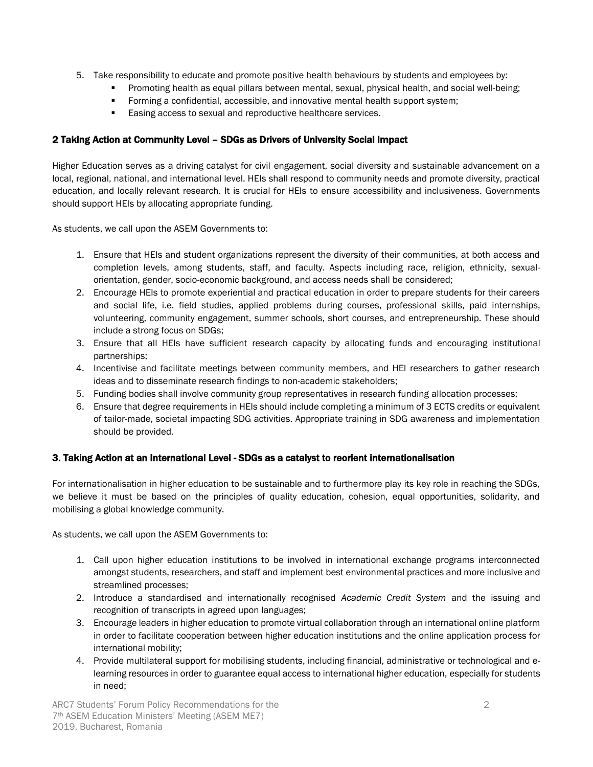5. Take responsibility to educate and promote positive health behaviours by students and employees by:
   - Promoting health as equal pillars between mental, sexual, physical health, and social well-being;
   - Forming a confidential, accessible, and innovative mental health support system;
   - Easing access to sexual and reproductive healthcare services.

## 2 Taking Action at Community Level – SDGs as Drivers of University Social Impact

Higher Education serves as a driving catalyst for civil engagement, social diversity and sustainable advancement on a local, regional, national, and international level. HEIs shall respond to community needs and promote diversity, practical education, and locally relevant research. It is crucial for HEIs to ensure accessibility and inclusiveness. Governments should support HEIs by allocating appropriate funding.

As students, we call upon the ASEM Governments to:

1. Ensure that HEIs and student organizations represent the diversity of their communities, at both access and completion levels, among students, staff, and faculty. Aspects including race, religion, ethnicity, sexual-orientation, gender, socio-economic background, and access needs shall be considered;
2. Encourage HEIs to promote experiential and practical education in order to prepare students for their careers and social life, i.e. field studies, applied problems during courses, professional skills, paid internships, volunteering, community engagement, summer schools, short courses, and entrepreneurship. These should include a strong focus on SDGs;
3. Ensure that all HEIs have sufficient research capacity by allocating funds and encouraging institutional partnerships;
4. Incentivise and facilitate meetings between community members, and HEI researchers to gather research ideas and to disseminate research findings to non-academic stakeholders;
5. Funding bodies shall involve community group representatives in research funding allocation processes;
6. Ensure that degree requirements in HEIs should include completing a minimum of 3 ECTS credits or equivalent of tailor-made, societal impacting SDG activities. Appropriate training in SDG awareness and implementation should be provided.

## 3. Taking Action at an International Level - SDGs as a catalyst to reorient internationalisation

For internationalisation in higher education to be sustainable and to furthermore play its key role in reaching the SDGs, we believe it must be based on the principles of quality education, cohesion, equal opportunities, solidarity, and mobilising a global knowledge community.

As students, we call upon the ASEM Governments to:

1. Call upon higher education institutions to be involved in international exchange programs interconnected amongst students, researchers, and staff and implement best environmental practices and more inclusive and streamlined processes;
2. Introduce a standardised and internationally recognised *Academic Credit System* and the issuing and recognition of transcripts in agreed upon languages;
3. Encourage leaders in higher education to promote virtual collaboration through an international online platform in order to facilitate cooperation between higher education institutions and the online application process for international mobility;
4. Provide multilateral support for mobilising students, including financial, administrative or technological and e-learning resources in order to guarantee equal access to international higher education, especially for students in need;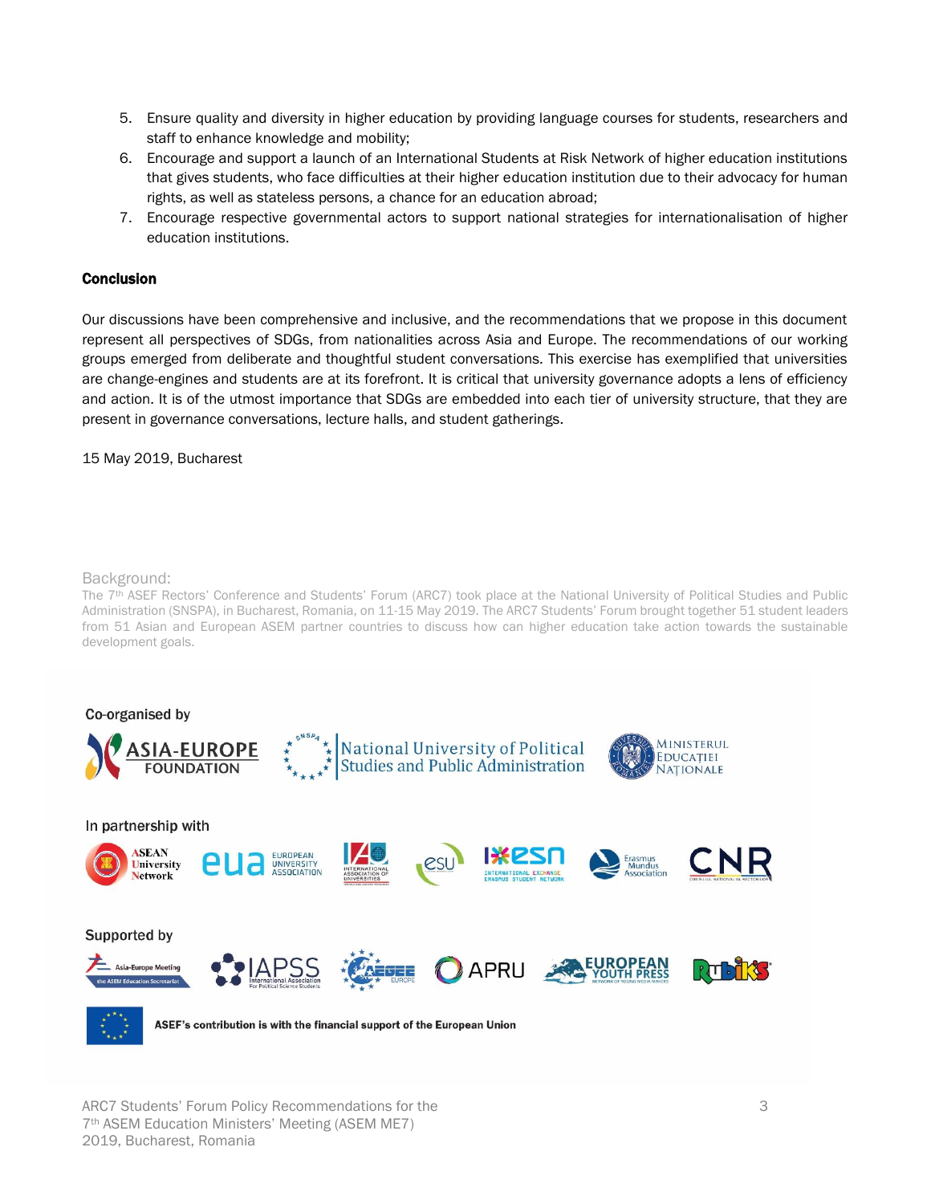5. Ensure quality and diversity in higher education by providing language courses for students, researchers and staff to enhance knowledge and mobility;
6. Encourage and support a launch of an International Students at Risk Network of higher education institutions that gives students, who face difficulties at their higher education institution due to their advocacy for human rights, as well as stateless persons, a chance for an education abroad;
7. Encourage respective governmental actors to support national strategies for internationalisation of higher education institutions.

**Conclusion**

Our discussions have been comprehensive and inclusive, and the recommendations that we propose in this document represent all perspectives of SDGs, from nationalities across Asia and Europe. The recommendations of our working groups emerged from deliberate and thoughtful student conversations. This exercise has exemplified that universities are change-engines and students are at its forefront. It is critical that university governance adopts a lens of efficiency and action. It is of the utmost importance that SDGs are embedded into each tier of university structure, that they are present in governance conversations, lecture halls, and student gatherings.

15 May 2019, Bucharest

Background:

The 7th ASEF Rectors' Conference and Students' Forum (ARC7) took place at the National University of Political Studies and Public Administration (SNSPA), in Bucharest, Romania, on 11-15 May 2019. The ARC7 Students' Forum brought together 51 student leaders from 51 Asian and European ASEM partner countries to discuss how can higher education take action towards the sustainable development goals.

Co-organised by

ASIA-EUROPE FOUNDATION | National University of Political Studies and Public Administration | Ministerul Educației Naționale

In partnership with

ASEAN University Network | EUA European University Association | International Association of Universities | ESU | ESN International Exchange Erasmus Student Network | Erasmus Mundus Association | CNR

Supported by

Asia-Europe Meeting the ASEM Education Secretariat | IAPSS International Association For Political Science Students | AEGEE Europe | APRU | European Youth Press | Rubik's

ASEF's contribution is with the financial support of the European Union